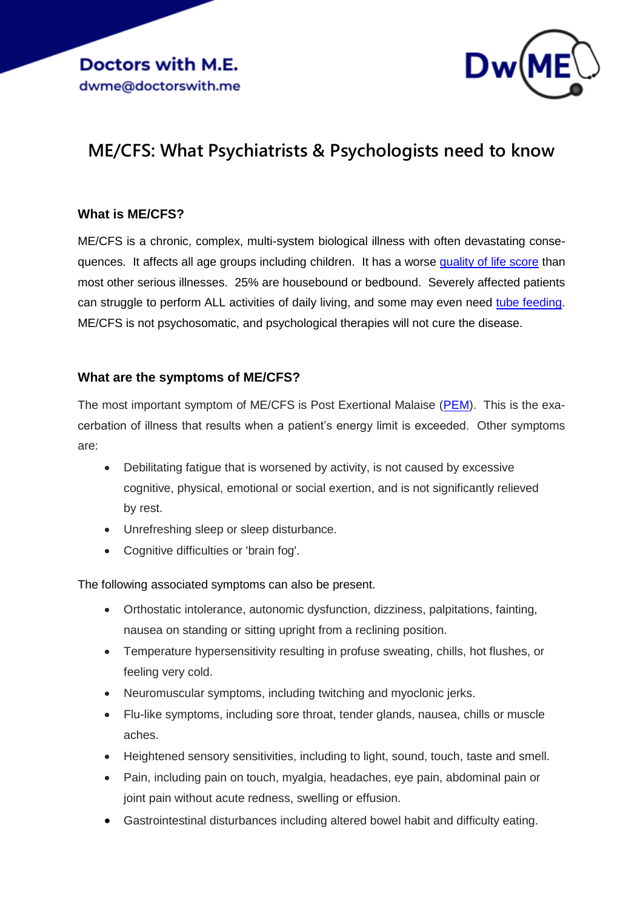Doctors with M.E.
dwme@doctorswith.me

# ME/CFS: What Psychiatrists & Psychologists need to know

### What is ME/CFS?

ME/CFS is a chronic, complex, multi-system biological illness with often devastating consequences. It affects all age groups including children. It has a worse quality of life score than most other serious illnesses. 25% are housebound or bedbound. Severely affected patients can struggle to perform ALL activities of daily living, and some may even need tube feeding. ME/CFS is not psychosomatic, and psychological therapies will not cure the disease.

### What are the symptoms of ME/CFS?

The most important symptom of ME/CFS is Post Exertional Malaise (PEM). This is the exacerbation of illness that results when a patient's energy limit is exceeded. Other symptoms are:

- Debilitating fatigue that is worsened by activity, is not caused by excessive cognitive, physical, emotional or social exertion, and is not significantly relieved by rest.
- Unrefreshing sleep or sleep disturbance.
- Cognitive difficulties or 'brain fog'.

The following associated symptoms can also be present.

- Orthostatic intolerance, autonomic dysfunction, dizziness, palpitations, fainting, nausea on standing or sitting upright from a reclining position.
- Temperature hypersensitivity resulting in profuse sweating, chills, hot flushes, or feeling very cold.
- Neuromuscular symptoms, including twitching and myoclonic jerks.
- Flu-like symptoms, including sore throat, tender glands, nausea, chills or muscle aches.
- Heightened sensory sensitivities, including to light, sound, touch, taste and smell.
- Pain, including pain on touch, myalgia, headaches, eye pain, abdominal pain or joint pain without acute redness, swelling or effusion.
- Gastrointestinal disturbances including altered bowel habit and difficulty eating.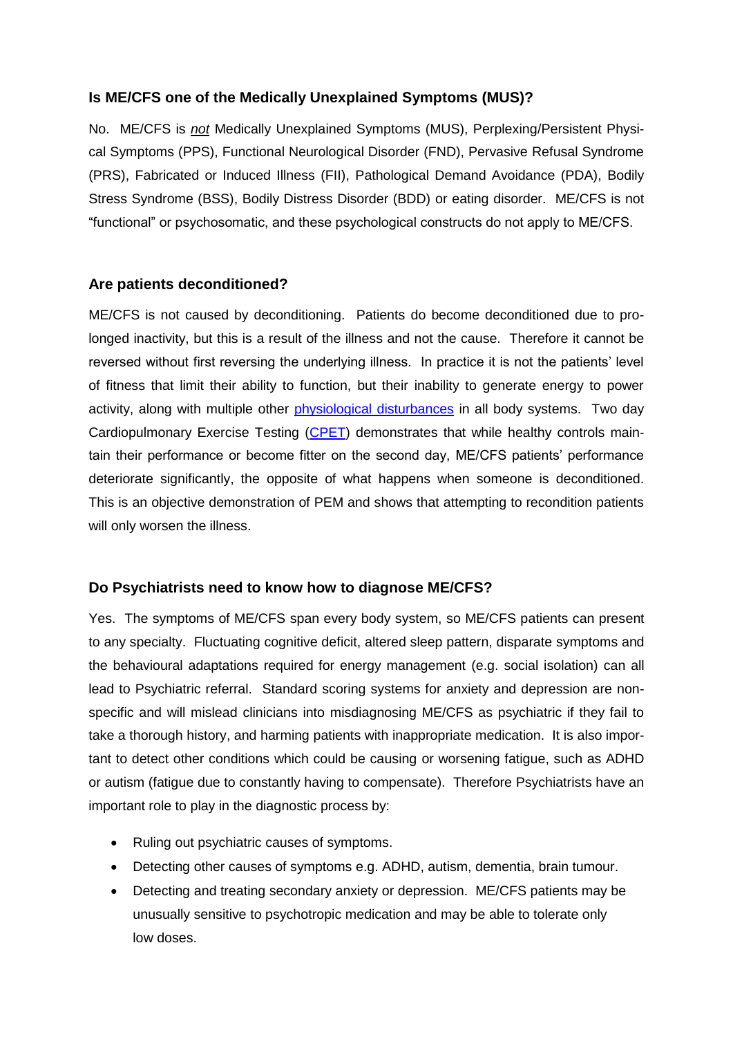### Is ME/CFS one of the Medically Unexplained Symptoms (MUS)?

No. ME/CFS is ***not*** Medically Unexplained Symptoms (MUS), Perplexing/Persistent Physical Symptoms (PPS), Functional Neurological Disorder (FND), Pervasive Refusal Syndrome (PRS), Fabricated or Induced Illness (FII), Pathological Demand Avoidance (PDA), Bodily Stress Syndrome (BSS), Bodily Distress Disorder (BDD) or eating disorder. ME/CFS is not "functional" or psychosomatic, and these psychological constructs do not apply to ME/CFS.

### Are patients deconditioned?

ME/CFS is not caused by deconditioning. Patients do become deconditioned due to prolonged inactivity, but this is a result of the illness and not the cause. Therefore it cannot be reversed without first reversing the underlying illness. In practice it is not the patients' level of fitness that limit their ability to function, but their inability to generate energy to power activity, along with multiple other physiological disturbances in all body systems. Two day Cardiopulmonary Exercise Testing (CPET) demonstrates that while healthy controls maintain their performance or become fitter on the second day, ME/CFS patients' performance deteriorate significantly, the opposite of what happens when someone is deconditioned. This is an objective demonstration of PEM and shows that attempting to recondition patients will only worsen the illness.

### Do Psychiatrists need to know how to diagnose ME/CFS?

Yes. The symptoms of ME/CFS span every body system, so ME/CFS patients can present to any specialty. Fluctuating cognitive deficit, altered sleep pattern, disparate symptoms and the behavioural adaptations required for energy management (e.g. social isolation) can all lead to Psychiatric referral. Standard scoring systems for anxiety and depression are non-specific and will mislead clinicians into misdiagnosing ME/CFS as psychiatric if they fail to take a thorough history, and harming patients with inappropriate medication. It is also important to detect other conditions which could be causing or worsening fatigue, such as ADHD or autism (fatigue due to constantly having to compensate). Therefore Psychiatrists have an important role to play in the diagnostic process by:

- Ruling out psychiatric causes of symptoms.
- Detecting other causes of symptoms e.g. ADHD, autism, dementia, brain tumour.
- Detecting and treating secondary anxiety or depression. ME/CFS patients may be unusually sensitive to psychotropic medication and may be able to tolerate only low doses.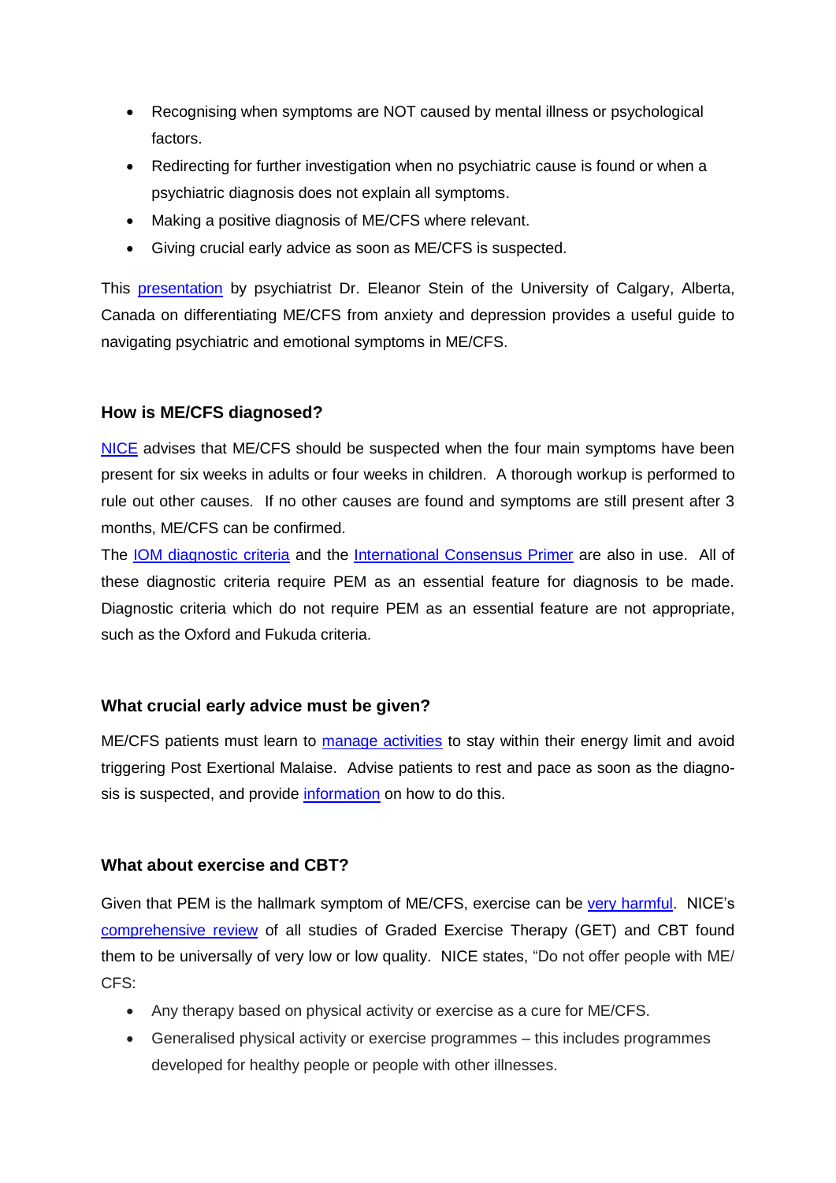- Recognising when symptoms are NOT caused by mental illness or psychological factors.
- Redirecting for further investigation when no psychiatric cause is found or when a psychiatric diagnosis does not explain all symptoms.
- Making a positive diagnosis of ME/CFS where relevant.
- Giving crucial early advice as soon as ME/CFS is suspected.

This presentation by psychiatrist Dr. Eleanor Stein of the University of Calgary, Alberta, Canada on differentiating ME/CFS from anxiety and depression provides a useful guide to navigating psychiatric and emotional symptoms in ME/CFS.

### How is ME/CFS diagnosed?

NICE advises that ME/CFS should be suspected when the four main symptoms have been present for six weeks in adults or four weeks in children. A thorough workup is performed to rule out other causes. If no other causes are found and symptoms are still present after 3 months, ME/CFS can be confirmed.

The IOM diagnostic criteria and the International Consensus Primer are also in use. All of these diagnostic criteria require PEM as an essential feature for diagnosis to be made. Diagnostic criteria which do not require PEM as an essential feature are not appropriate, such as the Oxford and Fukuda criteria.

### What crucial early advice must be given?

ME/CFS patients must learn to manage activities to stay within their energy limit and avoid triggering Post Exertional Malaise. Advise patients to rest and pace as soon as the diagnosis is suspected, and provide information on how to do this.

### What about exercise and CBT?

Given that PEM is the hallmark symptom of ME/CFS, exercise can be very harmful. NICE's comprehensive review of all studies of Graded Exercise Therapy (GET) and CBT found them to be universally of very low or low quality. NICE states, "Do not offer people with ME/CFS:

- Any therapy based on physical activity or exercise as a cure for ME/CFS.
- Generalised physical activity or exercise programmes – this includes programmes developed for healthy people or people with other illnesses.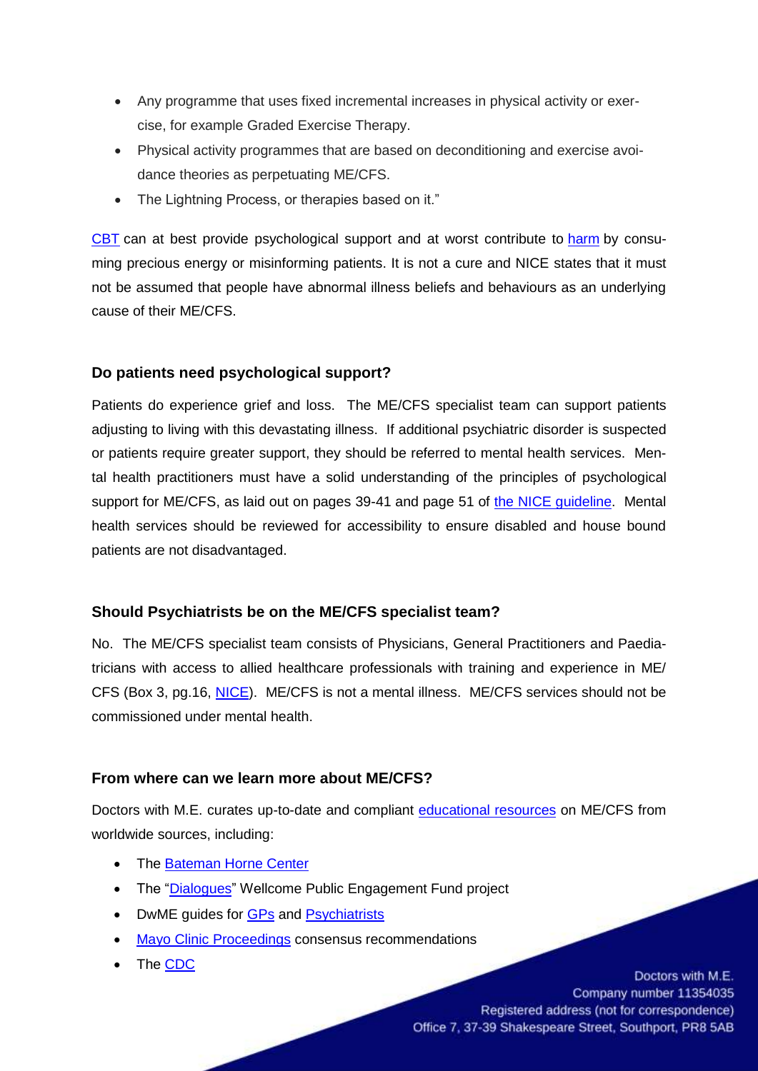- Any programme that uses fixed incremental increases in physical activity or exercise, for example Graded Exercise Therapy.
- Physical activity programmes that are based on deconditioning and exercise avoidance theories as perpetuating ME/CFS.
- The Lightning Process, or therapies based on it."

CBT can at best provide psychological support and at worst contribute to harm by consuming precious energy or misinforming patients. It is not a cure and NICE states that it must not be assumed that people have abnormal illness beliefs and behaviours as an underlying cause of their ME/CFS.

**Do patients need psychological support?**

Patients do experience grief and loss. The ME/CFS specialist team can support patients adjusting to living with this devastating illness. If additional psychiatric disorder is suspected or patients require greater support, they should be referred to mental health services. Mental health practitioners must have a solid understanding of the principles of psychological support for ME/CFS, as laid out on pages 39-41 and page 51 of the NICE guideline. Mental health services should be reviewed for accessibility to ensure disabled and house bound patients are not disadvantaged.

**Should Psychiatrists be on the ME/CFS specialist team?**

No. The ME/CFS specialist team consists of Physicians, General Practitioners and Paediatricians with access to allied healthcare professionals with training and experience in ME/CFS (Box 3, pg.16, NICE). ME/CFS is not a mental illness. ME/CFS services should not be commissioned under mental health.

**From where can we learn more about ME/CFS?**

Doctors with M.E. curates up-to-date and compliant educational resources on ME/CFS from worldwide sources, including:

- The Bateman Horne Center
- The "Dialogues" Wellcome Public Engagement Fund project
- DwME guides for GPs and Psychiatrists
- Mayo Clinic Proceedings consensus recommendations
- The CDC

Doctors with M.E.
Company number 11354035
Registered address (not for correspondence)
Office 7, 37-39 Shakespeare Street, Southport, PR8 5AB